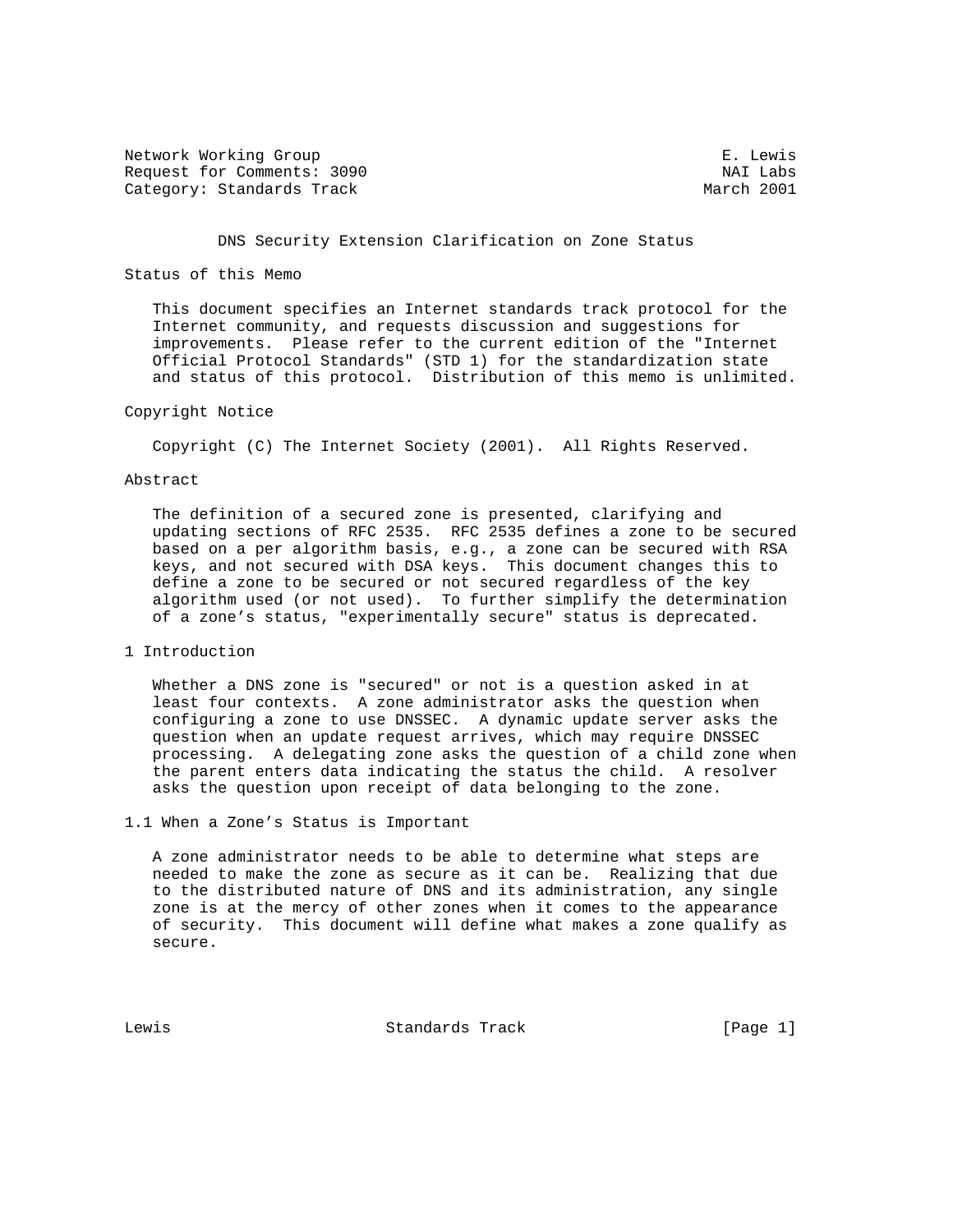Network Working Group E. Lewis
Request for Comments: 3090 NAI Labs
Category: Standards Track March 2001

# DNS Security Extension Clarification on Zone Status

## Status of this Memo

This document specifies an Internet standards track protocol for the Internet community, and requests discussion and suggestions for improvements. Please refer to the current edition of the "Internet Official Protocol Standards" (STD 1) for the standardization state and status of this protocol. Distribution of this memo is unlimited.

## Copyright Notice

Copyright (C) The Internet Society (2001). All Rights Reserved.

## Abstract

The definition of a secured zone is presented, clarifying and updating sections of RFC 2535. RFC 2535 defines a zone to be secured based on a per algorithm basis, e.g., a zone can be secured with RSA keys, and not secured with DSA keys. This document changes this to define a zone to be secured or not secured regardless of the key algorithm used (or not used). To further simplify the determination of a zone's status, "experimentally secure" status is deprecated.

## 1 Introduction

Whether a DNS zone is "secured" or not is a question asked in at least four contexts. A zone administrator asks the question when configuring a zone to use DNSSEC. A dynamic update server asks the question when an update request arrives, which may require DNSSEC processing. A delegating zone asks the question of a child zone when the parent enters data indicating the status the child. A resolver asks the question upon receipt of data belonging to the zone.

### 1.1 When a Zone's Status is Important

A zone administrator needs to be able to determine what steps are needed to make the zone as secure as it can be. Realizing that due to the distributed nature of DNS and its administration, any single zone is at the mercy of other zones when it comes to the appearance of security. This document will define what makes a zone qualify as secure.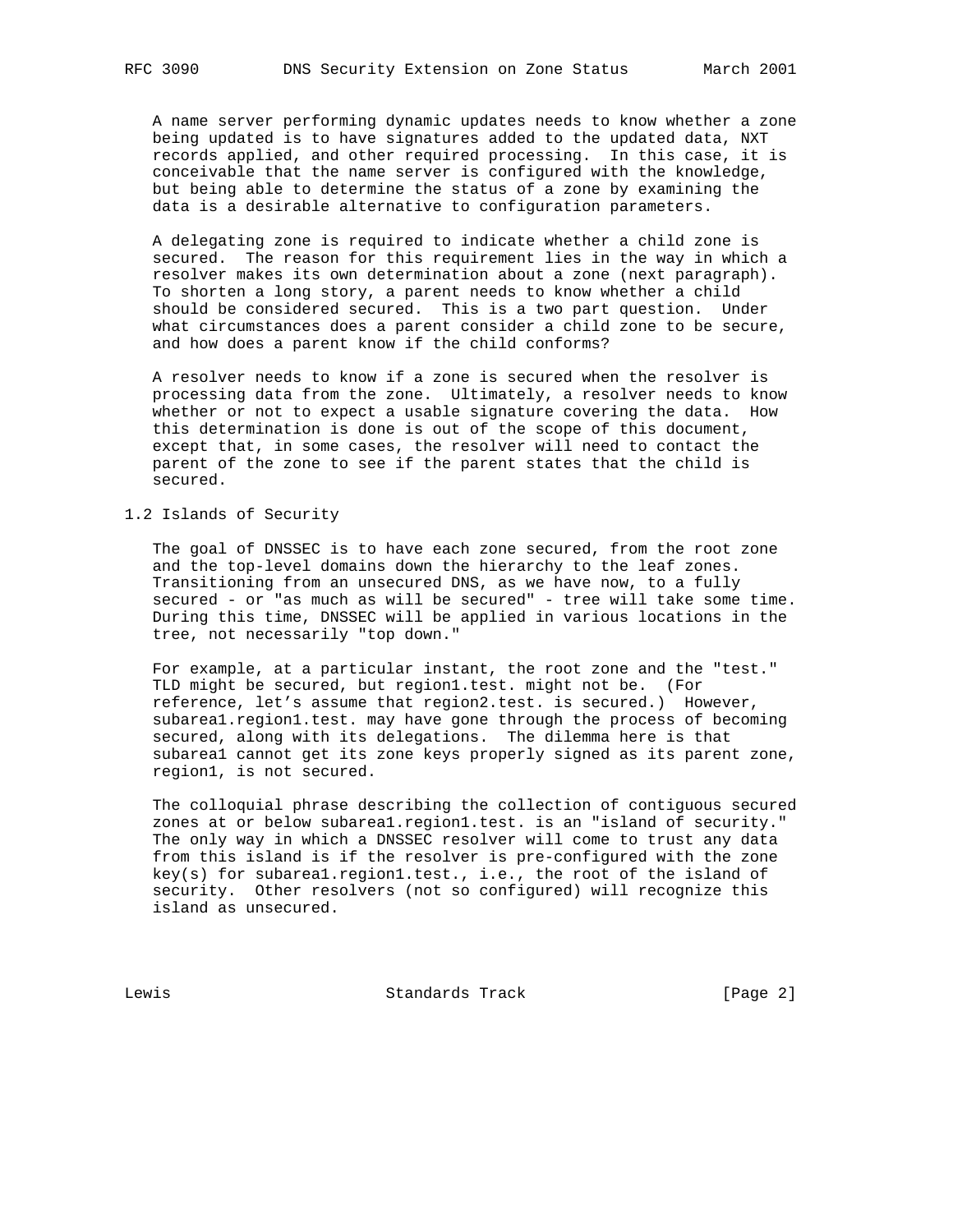A name server performing dynamic updates needs to know whether a zone being updated is to have signatures added to the updated data, NXT records applied, and other required processing. In this case, it is conceivable that the name server is configured with the knowledge, but being able to determine the status of a zone by examining the data is a desirable alternative to configuration parameters.

A delegating zone is required to indicate whether a child zone is secured. The reason for this requirement lies in the way in which a resolver makes its own determination about a zone (next paragraph). To shorten a long story, a parent needs to know whether a child should be considered secured. This is a two part question. Under what circumstances does a parent consider a child zone to be secure, and how does a parent know if the child conforms?

A resolver needs to know if a zone is secured when the resolver is processing data from the zone. Ultimately, a resolver needs to know whether or not to expect a usable signature covering the data. How this determination is done is out of the scope of this document, except that, in some cases, the resolver will need to contact the parent of the zone to see if the parent states that the child is secured.

## 1.2 Islands of Security

The goal of DNSSEC is to have each zone secured, from the root zone and the top-level domains down the hierarchy to the leaf zones. Transitioning from an unsecured DNS, as we have now, to a fully secured - or "as much as will be secured" - tree will take some time. During this time, DNSSEC will be applied in various locations in the tree, not necessarily "top down."

For example, at a particular instant, the root zone and the "test." TLD might be secured, but region1.test. might not be. (For reference, let's assume that region2.test. is secured.) However, subarea1.region1.test. may have gone through the process of becoming secured, along with its delegations. The dilemma here is that subarea1 cannot get its zone keys properly signed as its parent zone, region1, is not secured.

The colloquial phrase describing the collection of contiguous secured zones at or below subarea1.region1.test. is an "island of security." The only way in which a DNSSEC resolver will come to trust any data from this island is if the resolver is pre-configured with the zone key(s) for subarea1.region1.test., i.e., the root of the island of security. Other resolvers (not so configured) will recognize this island as unsecured.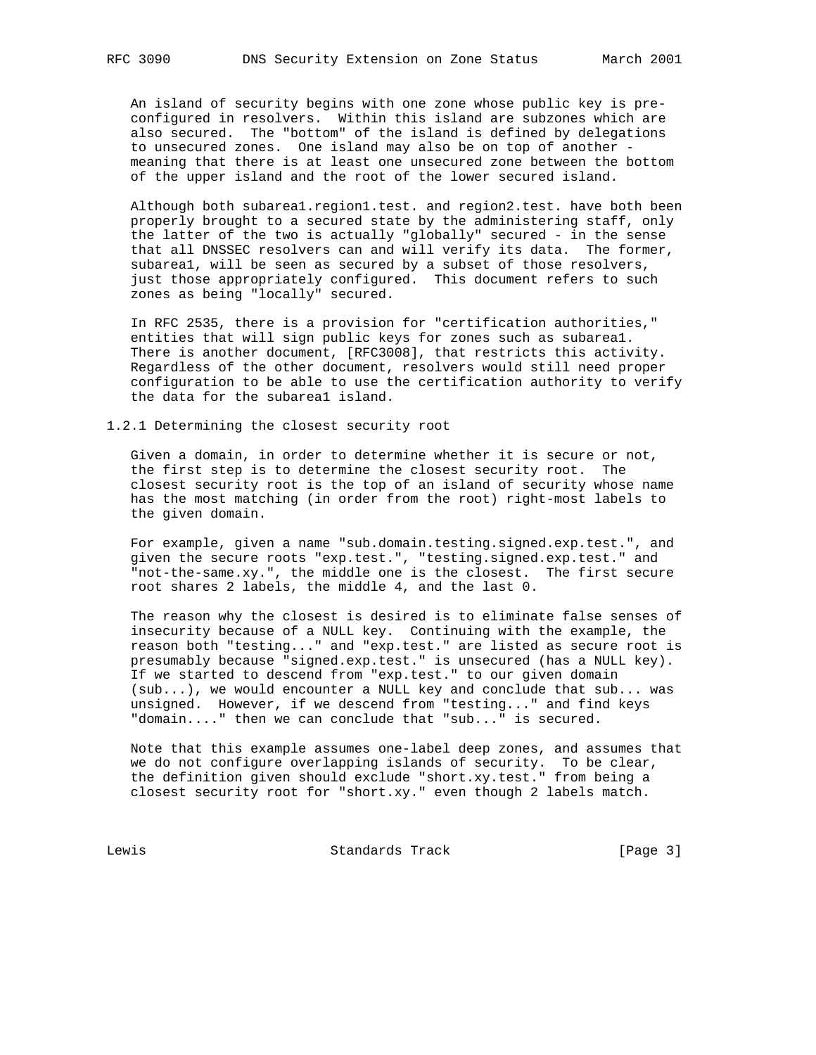An island of security begins with one zone whose public key is pre-configured in resolvers. Within this island are subzones which are also secured. The "bottom" of the island is defined by delegations to unsecured zones. One island may also be on top of another - meaning that there is at least one unsecured zone between the bottom of the upper island and the root of the lower secured island.

Although both subarea1.region1.test. and region2.test. have both been properly brought to a secured state by the administering staff, only the latter of the two is actually "globally" secured - in the sense that all DNSSEC resolvers can and will verify its data. The former, subarea1, will be seen as secured by a subset of those resolvers, just those appropriately configured. This document refers to such zones as being "locally" secured.

In RFC 2535, there is a provision for "certification authorities," entities that will sign public keys for zones such as subarea1. There is another document, [RFC3008], that restricts this activity. Regardless of the other document, resolvers would still need proper configuration to be able to use the certification authority to verify the data for the subarea1 island.

### 1.2.1 Determining the closest security root

Given a domain, in order to determine whether it is secure or not, the first step is to determine the closest security root. The closest security root is the top of an island of security whose name has the most matching (in order from the root) right-most labels to the given domain.

For example, given a name "sub.domain.testing.signed.exp.test.", and given the secure roots "exp.test.", "testing.signed.exp.test." and "not-the-same.xy.", the middle one is the closest. The first secure root shares 2 labels, the middle 4, and the last 0.

The reason why the closest is desired is to eliminate false senses of insecurity because of a NULL key. Continuing with the example, the reason both "testing..." and "exp.test." are listed as secure root is presumably because "signed.exp.test." is unsecured (has a NULL key). If we started to descend from "exp.test." to our given domain (sub...), we would encounter a NULL key and conclude that sub... was unsigned. However, if we descend from "testing..." and find keys "domain...." then we can conclude that "sub..." is secured.

Note that this example assumes one-label deep zones, and assumes that we do not configure overlapping islands of security. To be clear, the definition given should exclude "short.xy.test." from being a closest security root for "short.xy." even though 2 labels match.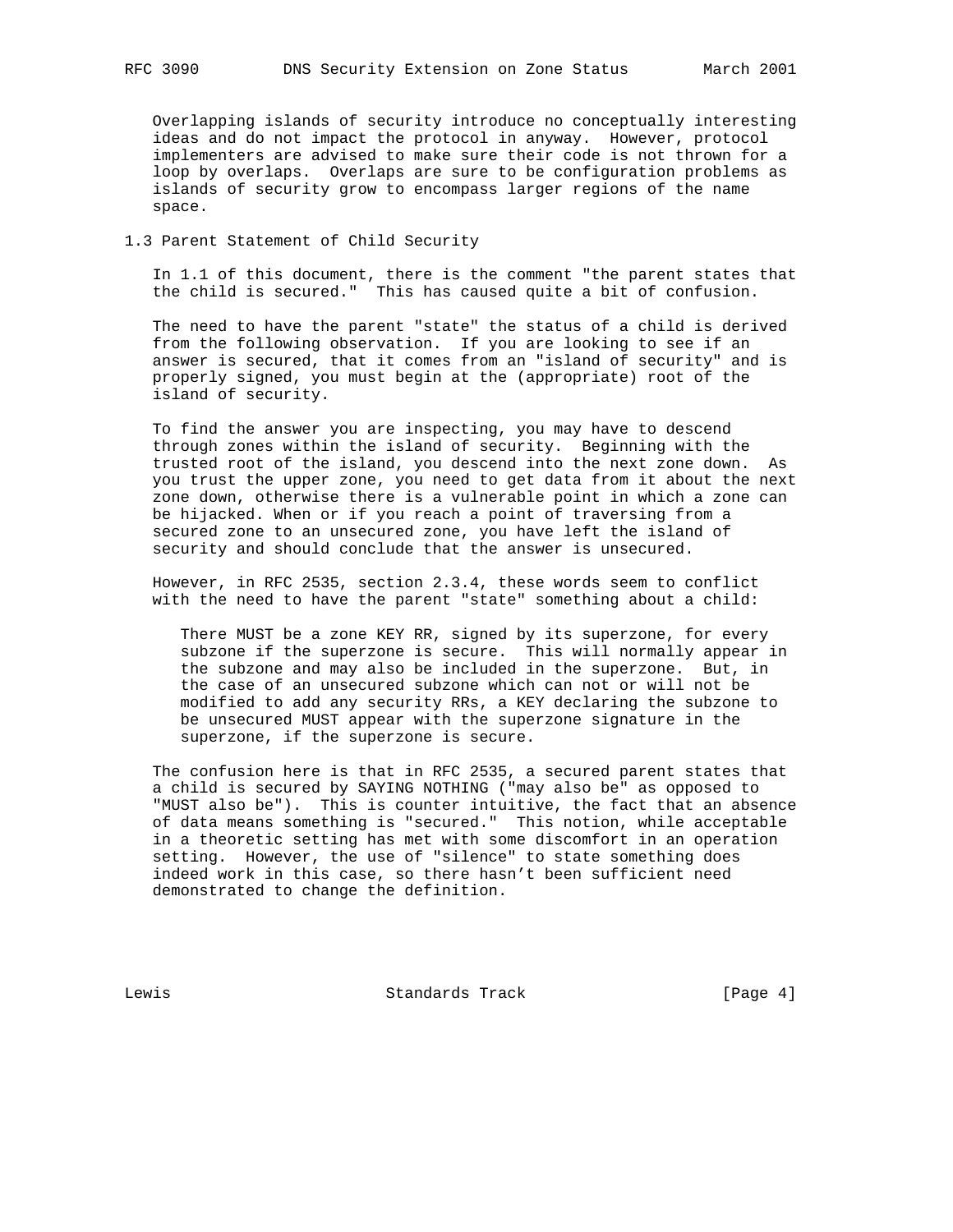Overlapping islands of security introduce no conceptually interesting ideas and do not impact the protocol in anyway. However, protocol implementers are advised to make sure their code is not thrown for a loop by overlaps. Overlaps are sure to be configuration problems as islands of security grow to encompass larger regions of the name space.

### 1.3 Parent Statement of Child Security

In 1.1 of this document, there is the comment "the parent states that the child is secured." This has caused quite a bit of confusion.

The need to have the parent "state" the status of a child is derived from the following observation. If you are looking to see if an answer is secured, that it comes from an "island of security" and is properly signed, you must begin at the (appropriate) root of the island of security.

To find the answer you are inspecting, you may have to descend through zones within the island of security. Beginning with the trusted root of the island, you descend into the next zone down. As you trust the upper zone, you need to get data from it about the next zone down, otherwise there is a vulnerable point in which a zone can be hijacked. When or if you reach a point of traversing from a secured zone to an unsecured zone, you have left the island of security and should conclude that the answer is unsecured.

However, in RFC 2535, section 2.3.4, these words seem to conflict with the need to have the parent "state" something about a child:

> There MUST be a zone KEY RR, signed by its superzone, for every subzone if the superzone is secure. This will normally appear in the subzone and may also be included in the superzone. But, in the case of an unsecured subzone which can not or will not be modified to add any security RRs, a KEY declaring the subzone to be unsecured MUST appear with the superzone signature in the superzone, if the superzone is secure.

The confusion here is that in RFC 2535, a secured parent states that a child is secured by SAYING NOTHING ("may also be" as opposed to "MUST also be"). This is counter intuitive, the fact that an absence of data means something is "secured." This notion, while acceptable in a theoretic setting has met with some discomfort in an operation setting. However, the use of "silence" to state something does indeed work in this case, so there hasn't been sufficient need demonstrated to change the definition.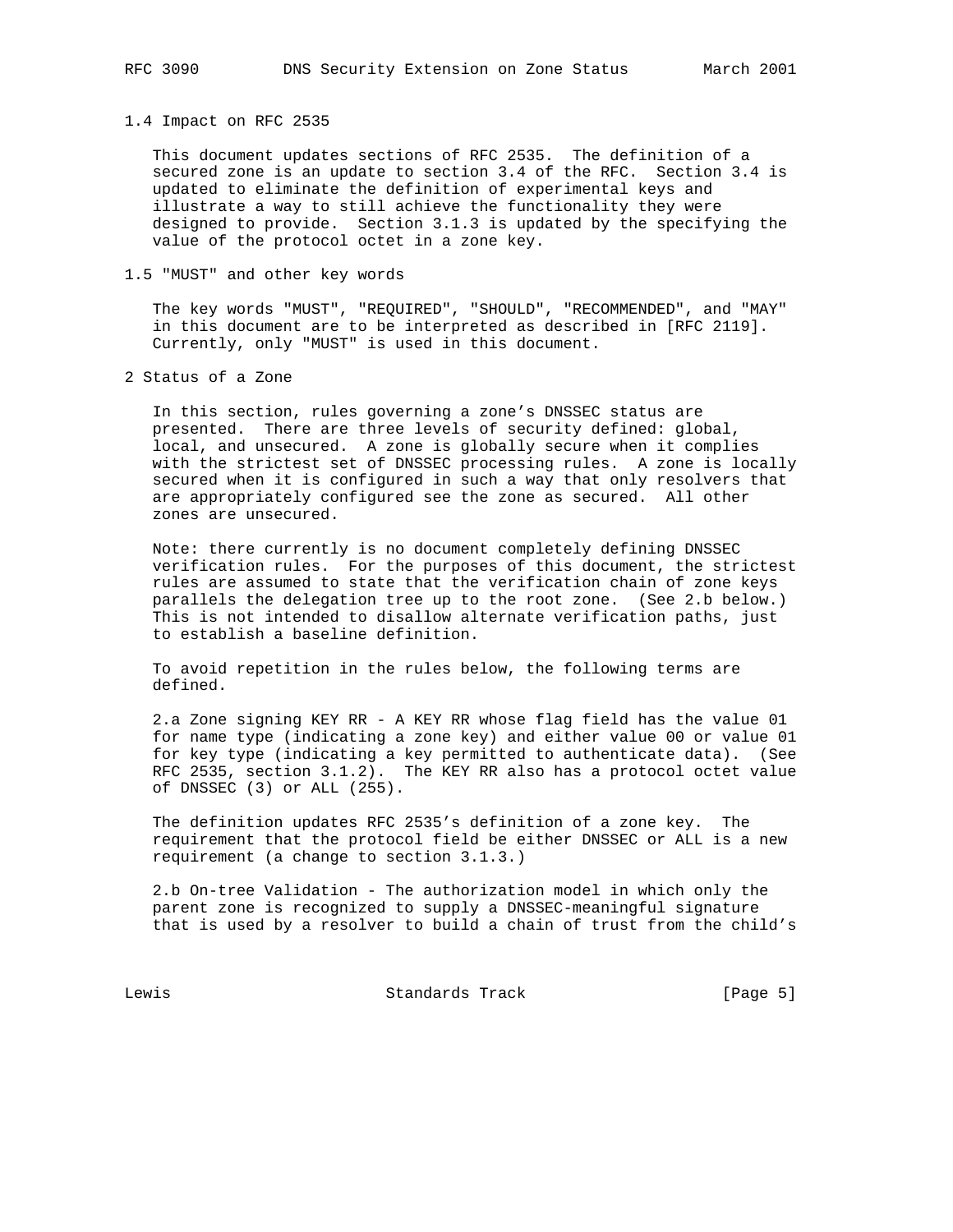### 1.4 Impact on RFC 2535

This document updates sections of RFC 2535. The definition of a secured zone is an update to section 3.4 of the RFC. Section 3.4 is updated to eliminate the definition of experimental keys and illustrate a way to still achieve the functionality they were designed to provide. Section 3.1.3 is updated by the specifying the value of the protocol octet in a zone key.

### 1.5 "MUST" and other key words

The key words "MUST", "REQUIRED", "SHOULD", "RECOMMENDED", and "MAY" in this document are to be interpreted as described in [RFC 2119]. Currently, only "MUST" is used in this document.

## 2 Status of a Zone

In this section, rules governing a zone's DNSSEC status are presented. There are three levels of security defined: global, local, and unsecured. A zone is globally secure when it complies with the strictest set of DNSSEC processing rules. A zone is locally secured when it is configured in such a way that only resolvers that are appropriately configured see the zone as secured. All other zones are unsecured.

Note: there currently is no document completely defining DNSSEC verification rules. For the purposes of this document, the strictest rules are assumed to state that the verification chain of zone keys parallels the delegation tree up to the root zone. (See 2.b below.) This is not intended to disallow alternate verification paths, just to establish a baseline definition.

To avoid repetition in the rules below, the following terms are defined.

2.a Zone signing KEY RR - A KEY RR whose flag field has the value 01 for name type (indicating a zone key) and either value 00 or value 01 for key type (indicating a key permitted to authenticate data). (See RFC 2535, section 3.1.2). The KEY RR also has a protocol octet value of DNSSEC (3) or ALL (255).

The definition updates RFC 2535's definition of a zone key. The requirement that the protocol field be either DNSSEC or ALL is a new requirement (a change to section 3.1.3.)

2.b On-tree Validation - The authorization model in which only the parent zone is recognized to supply a DNSSEC-meaningful signature that is used by a resolver to build a chain of trust from the child's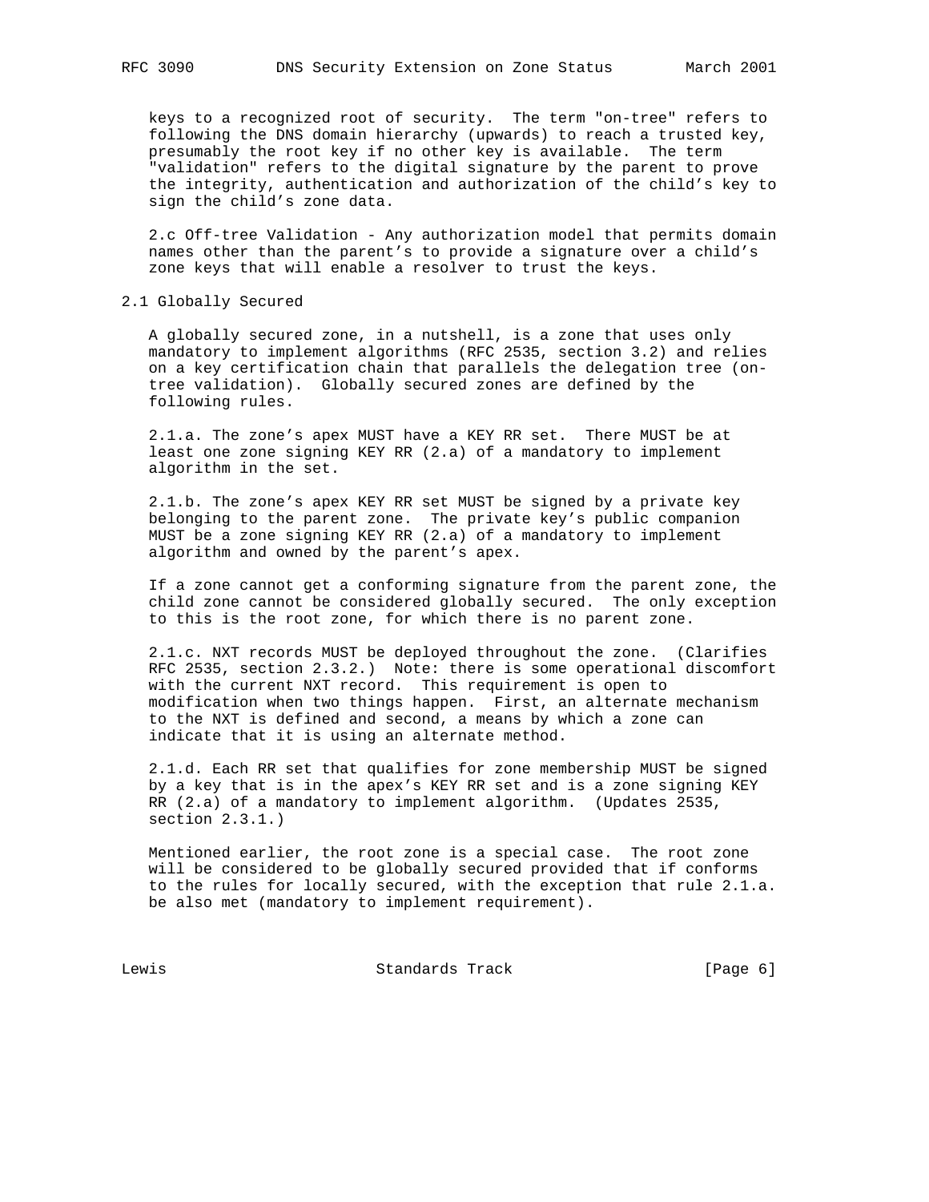keys to a recognized root of security. The term "on-tree" refers to following the DNS domain hierarchy (upwards) to reach a trusted key, presumably the root key if no other key is available. The term "validation" refers to the digital signature by the parent to prove the integrity, authentication and authorization of the child's key to sign the child's zone data.

2.c Off-tree Validation - Any authorization model that permits domain names other than the parent's to provide a signature over a child's zone keys that will enable a resolver to trust the keys.

## 2.1 Globally Secured

A globally secured zone, in a nutshell, is a zone that uses only mandatory to implement algorithms (RFC 2535, section 3.2) and relies on a key certification chain that parallels the delegation tree (on-tree validation). Globally secured zones are defined by the following rules.

2.1.a. The zone's apex MUST have a KEY RR set. There MUST be at least one zone signing KEY RR (2.a) of a mandatory to implement algorithm in the set.

2.1.b. The zone's apex KEY RR set MUST be signed by a private key belonging to the parent zone. The private key's public companion MUST be a zone signing KEY RR (2.a) of a mandatory to implement algorithm and owned by the parent's apex.

If a zone cannot get a conforming signature from the parent zone, the child zone cannot be considered globally secured. The only exception to this is the root zone, for which there is no parent zone.

2.1.c. NXT records MUST be deployed throughout the zone. (Clarifies RFC 2535, section 2.3.2.) Note: there is some operational discomfort with the current NXT record. This requirement is open to modification when two things happen. First, an alternate mechanism to the NXT is defined and second, a means by which a zone can indicate that it is using an alternate method.

2.1.d. Each RR set that qualifies for zone membership MUST be signed by a key that is in the apex's KEY RR set and is a zone signing KEY RR (2.a) of a mandatory to implement algorithm. (Updates 2535, section 2.3.1.)

Mentioned earlier, the root zone is a special case. The root zone will be considered to be globally secured provided that if conforms to the rules for locally secured, with the exception that rule 2.1.a. be also met (mandatory to implement requirement).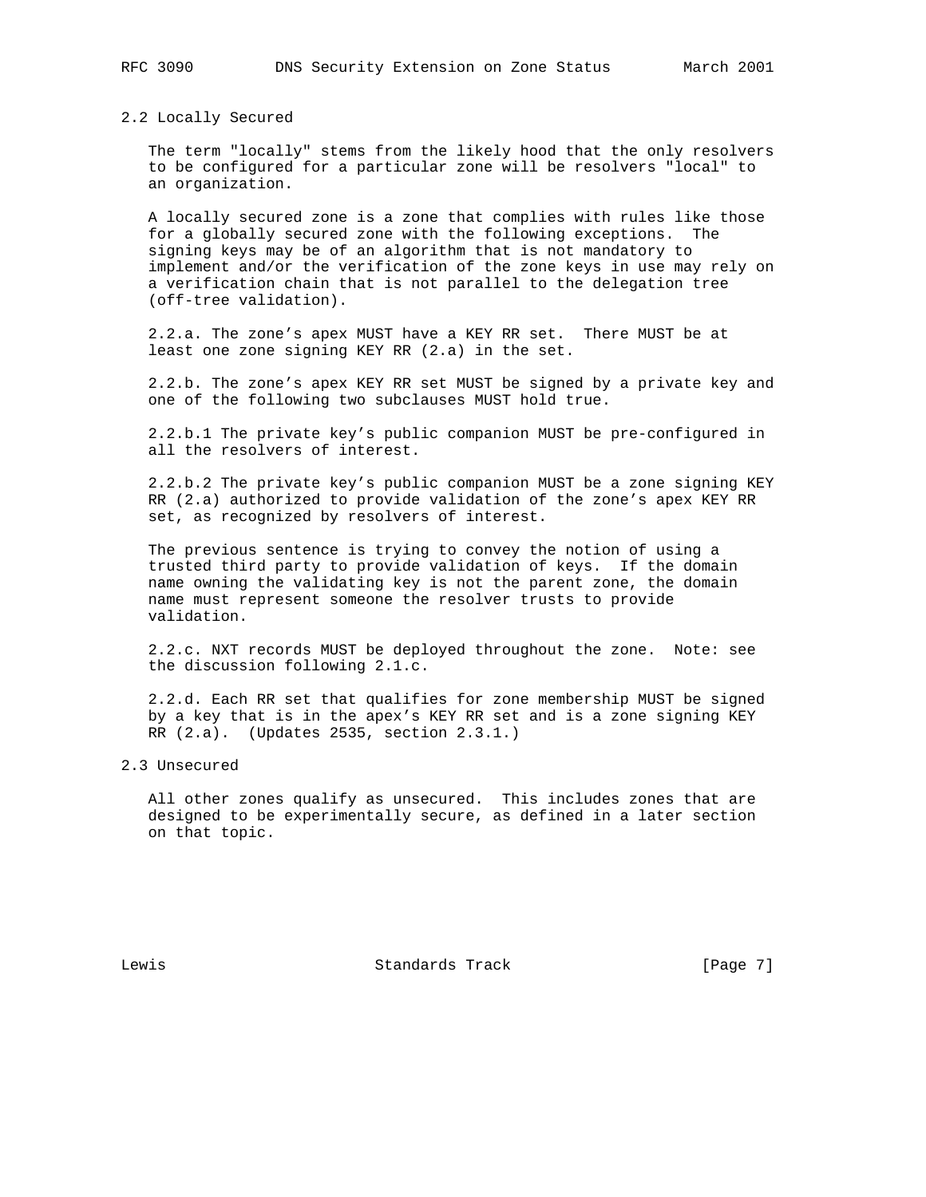## 2.2 Locally Secured

The term "locally" stems from the likely hood that the only resolvers to be configured for a particular zone will be resolvers "local" to an organization.

A locally secured zone is a zone that complies with rules like those for a globally secured zone with the following exceptions. The signing keys may be of an algorithm that is not mandatory to implement and/or the verification of the zone keys in use may rely on a verification chain that is not parallel to the delegation tree (off-tree validation).

2.2.a. The zone's apex MUST have a KEY RR set. There MUST be at least one zone signing KEY RR (2.a) in the set.

2.2.b. The zone's apex KEY RR set MUST be signed by a private key and one of the following two subclauses MUST hold true.

2.2.b.1 The private key's public companion MUST be pre-configured in all the resolvers of interest.

2.2.b.2 The private key's public companion MUST be a zone signing KEY RR (2.a) authorized to provide validation of the zone's apex KEY RR set, as recognized by resolvers of interest.

The previous sentence is trying to convey the notion of using a trusted third party to provide validation of keys. If the domain name owning the validating key is not the parent zone, the domain name must represent someone the resolver trusts to provide validation.

2.2.c. NXT records MUST be deployed throughout the zone. Note: see the discussion following 2.1.c.

2.2.d. Each RR set that qualifies for zone membership MUST be signed by a key that is in the apex's KEY RR set and is a zone signing KEY RR (2.a). (Updates 2535, section 2.3.1.)

## 2.3 Unsecured

All other zones qualify as unsecured. This includes zones that are designed to be experimentally secure, as defined in a later section on that topic.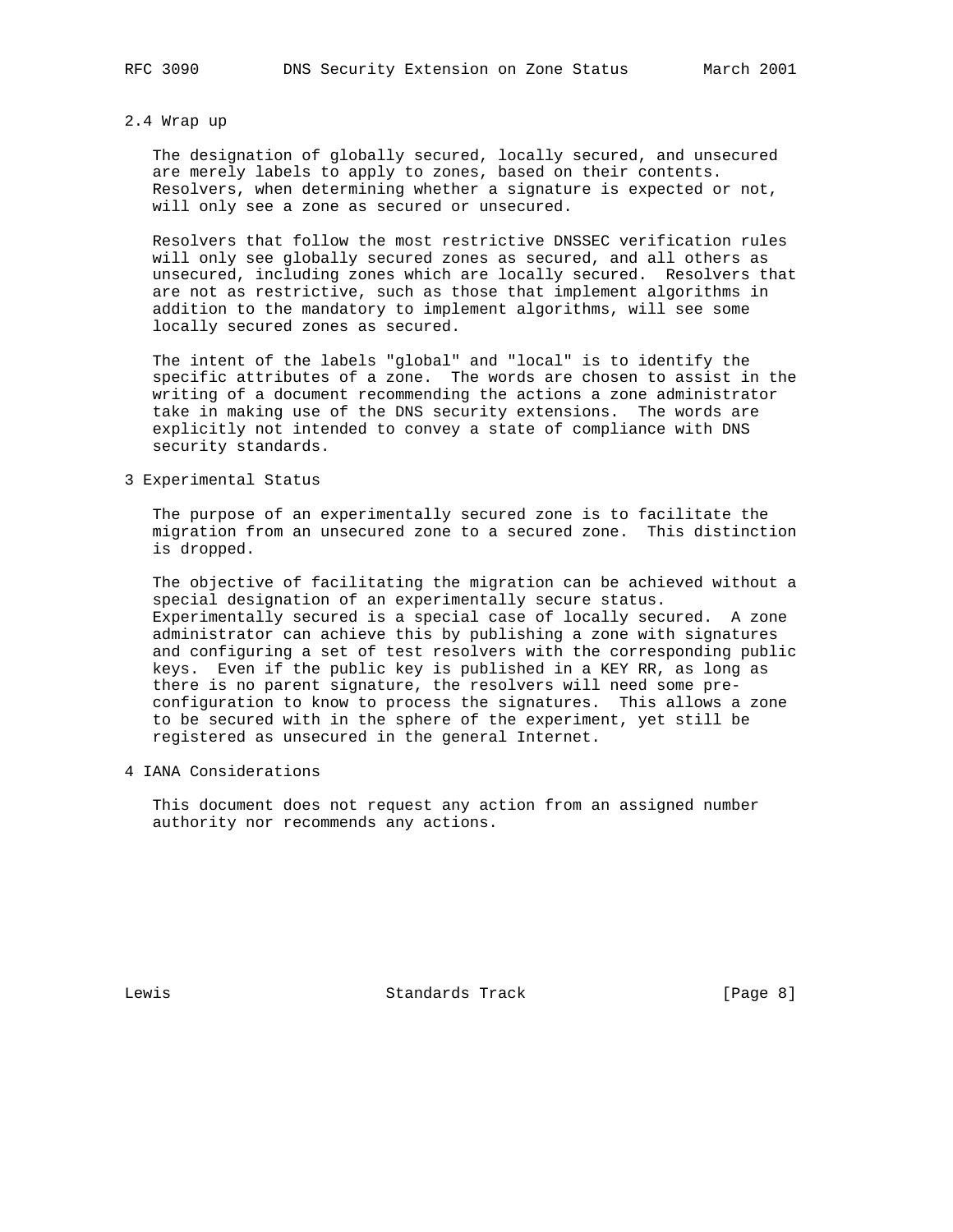### 2.4 Wrap up

The designation of globally secured, locally secured, and unsecured are merely labels to apply to zones, based on their contents. Resolvers, when determining whether a signature is expected or not, will only see a zone as secured or unsecured.

Resolvers that follow the most restrictive DNSSEC verification rules will only see globally secured zones as secured, and all others as unsecured, including zones which are locally secured. Resolvers that are not as restrictive, such as those that implement algorithms in addition to the mandatory to implement algorithms, will see some locally secured zones as secured.

The intent of the labels "global" and "local" is to identify the specific attributes of a zone. The words are chosen to assist in the writing of a document recommending the actions a zone administrator take in making use of the DNS security extensions. The words are explicitly not intended to convey a state of compliance with DNS security standards.

## 3 Experimental Status

The purpose of an experimentally secured zone is to facilitate the migration from an unsecured zone to a secured zone. This distinction is dropped.

The objective of facilitating the migration can be achieved without a special designation of an experimentally secure status. Experimentally secured is a special case of locally secured. A zone administrator can achieve this by publishing a zone with signatures and configuring a set of test resolvers with the corresponding public keys. Even if the public key is published in a KEY RR, as long as there is no parent signature, the resolvers will need some pre-configuration to know to process the signatures. This allows a zone to be secured with in the sphere of the experiment, yet still be registered as unsecured in the general Internet.

## 4 IANA Considerations

This document does not request any action from an assigned number authority nor recommends any actions.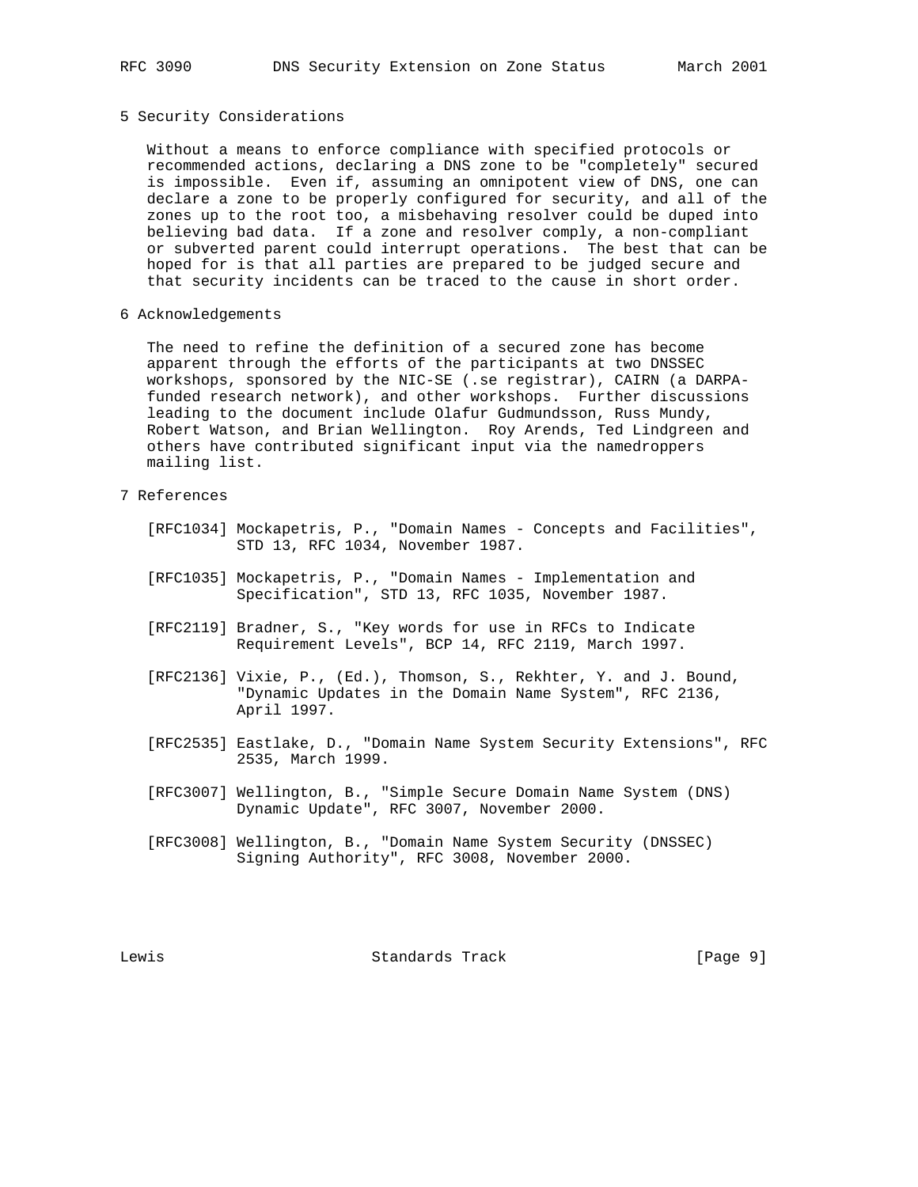## 5 Security Considerations

Without a means to enforce compliance with specified protocols or recommended actions, declaring a DNS zone to be "completely" secured is impossible. Even if, assuming an omnipotent view of DNS, one can declare a zone to be properly configured for security, and all of the zones up to the root too, a misbehaving resolver could be duped into believing bad data. If a zone and resolver comply, a non-compliant or subverted parent could interrupt operations. The best that can be hoped for is that all parties are prepared to be judged secure and that security incidents can be traced to the cause in short order.

## 6 Acknowledgements

The need to refine the definition of a secured zone has become apparent through the efforts of the participants at two DNSSEC workshops, sponsored by the NIC-SE (.se registrar), CAIRN (a DARPA-funded research network), and other workshops. Further discussions leading to the document include Olafur Gudmundsson, Russ Mundy, Robert Watson, and Brian Wellington. Roy Arends, Ted Lindgreen and others have contributed significant input via the namedroppers mailing list.

## 7 References

[RFC1034] Mockapetris, P., "Domain Names - Concepts and Facilities", STD 13, RFC 1034, November 1987.

[RFC1035] Mockapetris, P., "Domain Names - Implementation and Specification", STD 13, RFC 1035, November 1987.

[RFC2119] Bradner, S., "Key words for use in RFCs to Indicate Requirement Levels", BCP 14, RFC 2119, March 1997.

[RFC2136] Vixie, P., (Ed.), Thomson, S., Rekhter, Y. and J. Bound, "Dynamic Updates in the Domain Name System", RFC 2136, April 1997.

[RFC2535] Eastlake, D., "Domain Name System Security Extensions", RFC 2535, March 1999.

[RFC3007] Wellington, B., "Simple Secure Domain Name System (DNS) Dynamic Update", RFC 3007, November 2000.

[RFC3008] Wellington, B., "Domain Name System Security (DNSSEC) Signing Authority", RFC 3008, November 2000.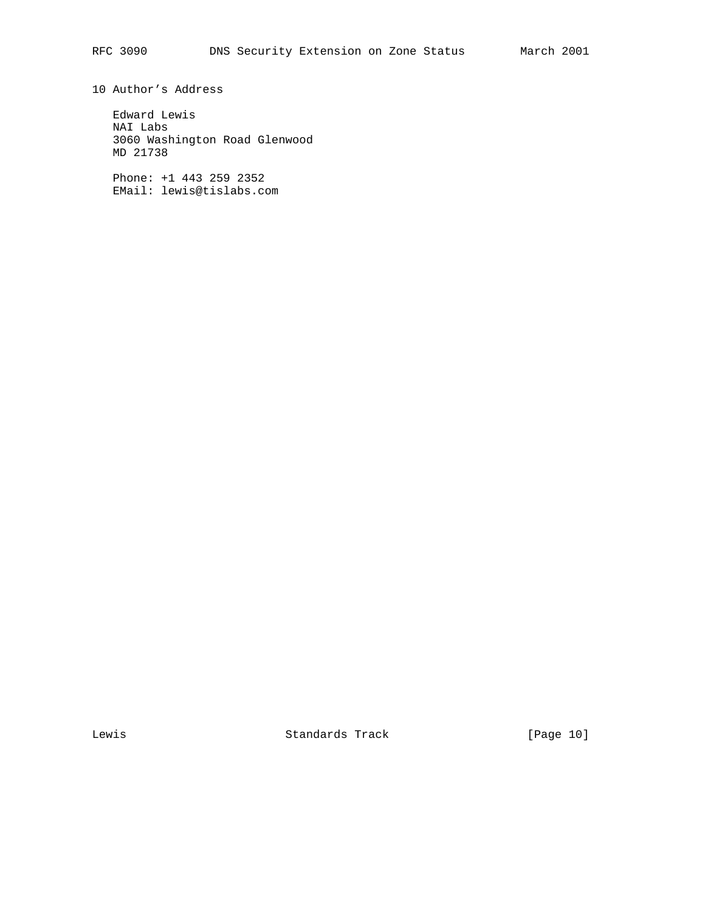## 10 Author's Address

Edward Lewis  
NAI Labs  
3060 Washington Road Glenwood  
MD 21738

Phone: +1 443 259 2352  
EMail: lewis@tislabs.com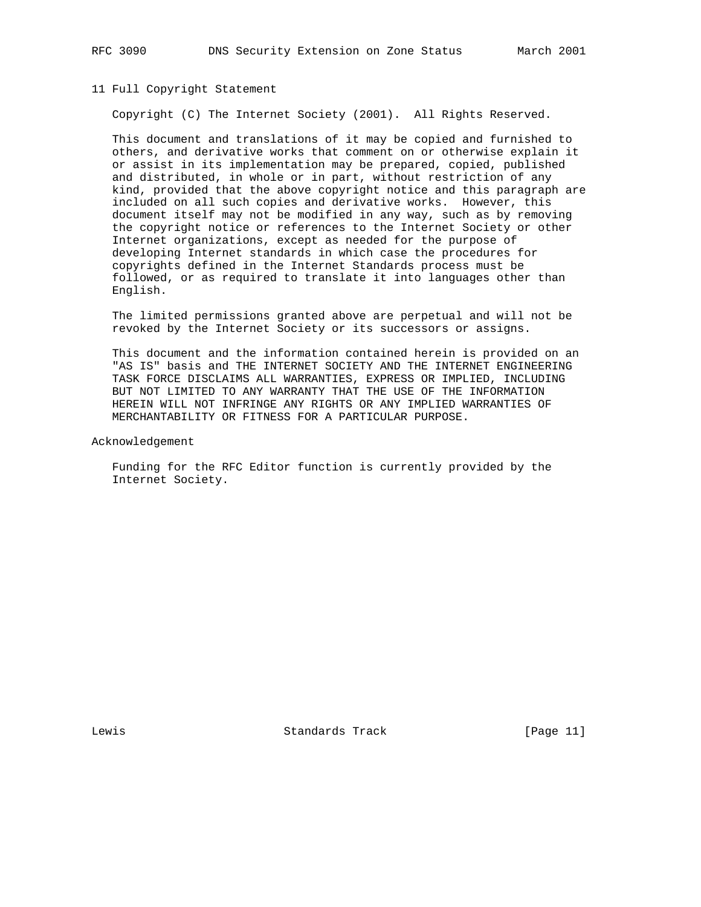## 11 Full Copyright Statement

Copyright (C) The Internet Society (2001). All Rights Reserved.

This document and translations of it may be copied and furnished to others, and derivative works that comment on or otherwise explain it or assist in its implementation may be prepared, copied, published and distributed, in whole or in part, without restriction of any kind, provided that the above copyright notice and this paragraph are included on all such copies and derivative works. However, this document itself may not be modified in any way, such as by removing the copyright notice or references to the Internet Society or other Internet organizations, except as needed for the purpose of developing Internet standards in which case the procedures for copyrights defined in the Internet Standards process must be followed, or as required to translate it into languages other than English.

The limited permissions granted above are perpetual and will not be revoked by the Internet Society or its successors or assigns.

This document and the information contained herein is provided on an "AS IS" basis and THE INTERNET SOCIETY AND THE INTERNET ENGINEERING TASK FORCE DISCLAIMS ALL WARRANTIES, EXPRESS OR IMPLIED, INCLUDING BUT NOT LIMITED TO ANY WARRANTY THAT THE USE OF THE INFORMATION HEREIN WILL NOT INFRINGE ANY RIGHTS OR ANY IMPLIED WARRANTIES OF MERCHANTABILITY OR FITNESS FOR A PARTICULAR PURPOSE.

## Acknowledgement

Funding for the RFC Editor function is currently provided by the Internet Society.